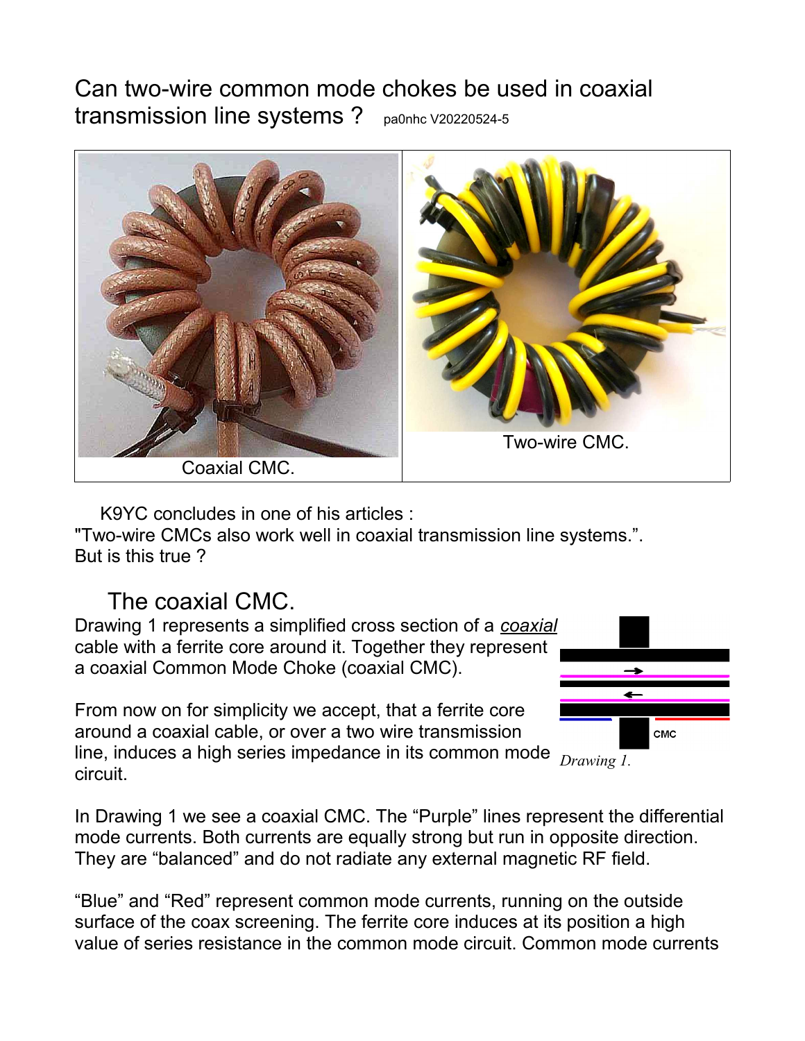# Can two-wire common mode chokes be used in coaxial transmission line systems ? pa0nhc V20220524-5

Coaxial CMC.

Two-wire CMC.

K9YC concludes in one of his articles :
"Two-wire CMCs also work well in coaxial transmission line systems.".
But is this true ?

## The coaxial CMC.

Drawing 1 represents a simplified cross section of a *coaxial* cable with a ferrite core around it. Together they represent a coaxial Common Mode Choke (coaxial CMC).

From now on for simplicity we accept, that a ferrite core around a coaxial cable, or over a two wire transmission line, induces a high series impedance in its common mode circuit.

*Drawing 1.*

In Drawing 1 we see a coaxial CMC. The "Purple" lines represent the differential mode currents. Both currents are equally strong but run in opposite direction. They are "balanced" and do not radiate any external magnetic RF field.

"Blue" and "Red" represent common mode currents, running on the outside surface of the coax screening. The ferrite core induces at its position a high value of series resistance in the common mode circuit. Common mode currents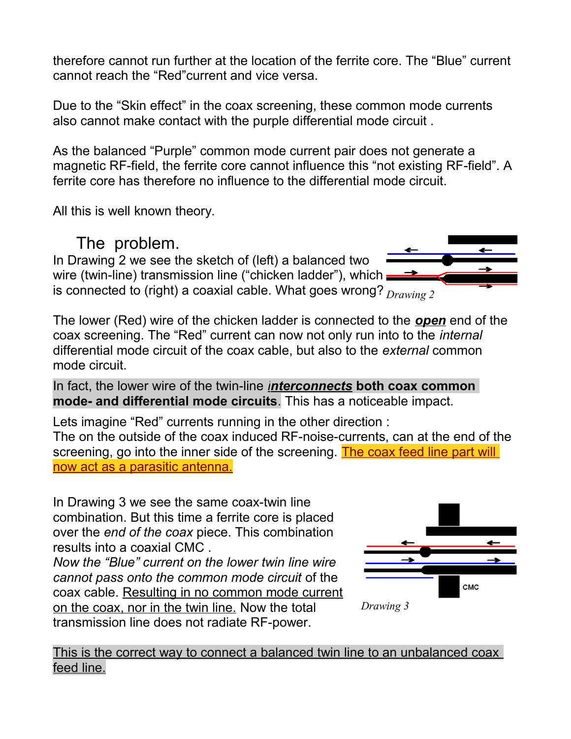therefore cannot run further at the location of the ferrite core. The “Blue” current cannot reach the “Red”current and vice versa.

Due to the “Skin effect” in the coax screening, these common mode currents also cannot make contact with the purple differential mode circuit .

As the balanced “Purple” common mode current pair does not generate a magnetic RF-field, the ferrite core cannot influence this “not existing RF-field”. A ferrite core has therefore no influence to the differential mode circuit.

All this is well known theory.

## The problem.

In Drawing 2 we see the sketch of (left) a balanced two wire (twin-line) transmission line (“chicken ladder”), which is connected to (right) a coaxial cable. What goes wrong?

*Drawing 2*

The lower (Red) wire of the chicken ladder is connected to the ***open*** end of the coax screening. The “Red” current can now not only run into to the *internal* differential mode circuit of the coax cable, but also to the *external* common mode circuit.

In fact, the lower wire of the twin-line ***interconnects*** **both coax common mode- and differential mode circuits**. This has a noticeable impact.

Lets imagine “Red” currents running in the other direction :
The on the outside of the coax induced RF-noise-currents, can at the end of the screening, go into the inner side of the screening. The coax feed line part will now act as a parasitic antenna.

In Drawing 3 we see the same coax-twin line combination. But this time a ferrite core is placed over the *end of the coax* piece. This combination results into a coaxial CMC .
*Now the “Blue” current on the lower twin line wire cannot pass onto the common mode circuit* of the coax cable. Resulting in no common mode current on the coax, nor in the twin line. Now the total transmission line does not radiate RF-power.

CMC

*Drawing 3*

This is the correct way to connect a balanced twin line to an unbalanced coax feed line.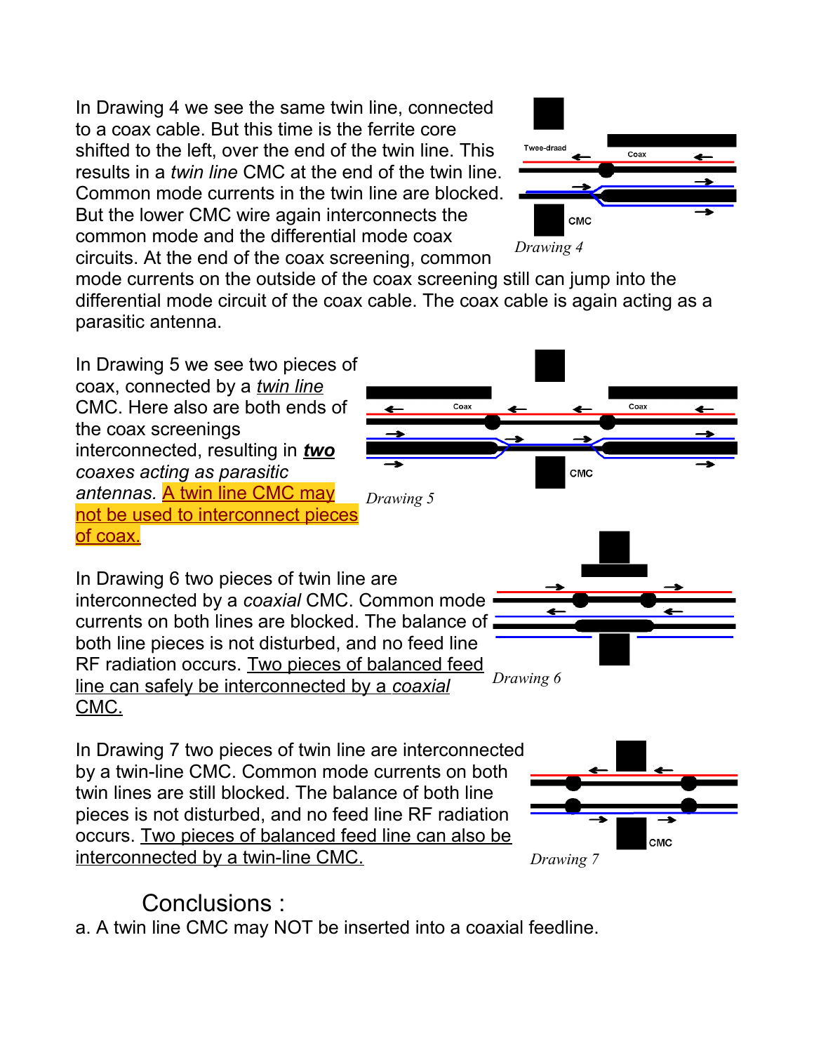In Drawing 4 we see the same twin line, connected to a coax cable. But this time is the ferrite core shifted to the left, over the end of the twin line. This results in a *twin line* CMC at the end of the twin line. Common mode currents in the twin line are blocked. But the lower CMC wire again interconnects the common mode and the differential mode coax circuits. At the end of the coax screening, common mode currents on the outside of the coax screening still can jump into the differential mode circuit of the coax cable. The coax cable is again acting as a parasitic antenna.

Drawing 4

In Drawing 5 we see two pieces of coax, connected by a *twin line* CMC. Here also are both ends of the coax screenings interconnected, resulting in ***two*** *coaxes acting as parasitic antennas.* A twin line CMC may not be used to interconnect pieces of coax.

Drawing 5

In Drawing 6 two pieces of twin line are interconnected by a *coaxial* CMC. Common mode currents on both lines are blocked. The balance of both line pieces is not disturbed, and no feed line RF radiation occurs. Two pieces of balanced feed line can safely be interconnected by a *coaxial* CMC.

Drawing 6

In Drawing 7 two pieces of twin line are interconnected by a twin-line CMC. Common mode currents on both twin lines are still blocked. The balance of both line pieces is not disturbed, and no feed line RF radiation occurs. Two pieces of balanced feed line can also be interconnected by a twin-line CMC.

Drawing 7

## Conclusions :

a. A twin line CMC may NOT be inserted into a coaxial feedline.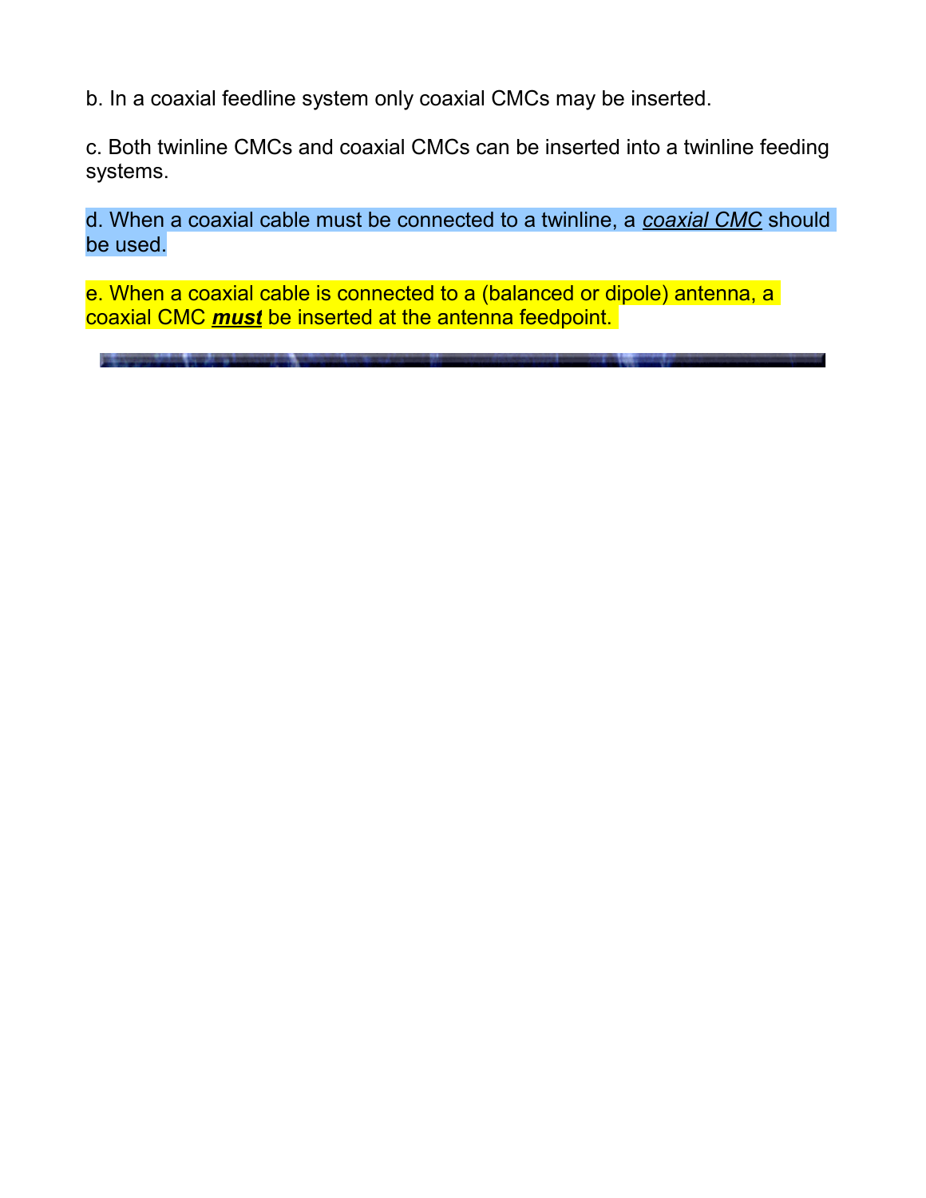b. In a coaxial feedline system only coaxial CMCs may be inserted.

c. Both twinline CMCs and coaxial CMCs can be inserted into a twinline feeding systems.

d. When a coaxial cable must be connected to a twinline, a *coaxial CMC* should be used.

e. When a coaxial cable is connected to a (balanced or dipole) antenna, a coaxial CMC ***must*** be inserted at the antenna feedpoint.